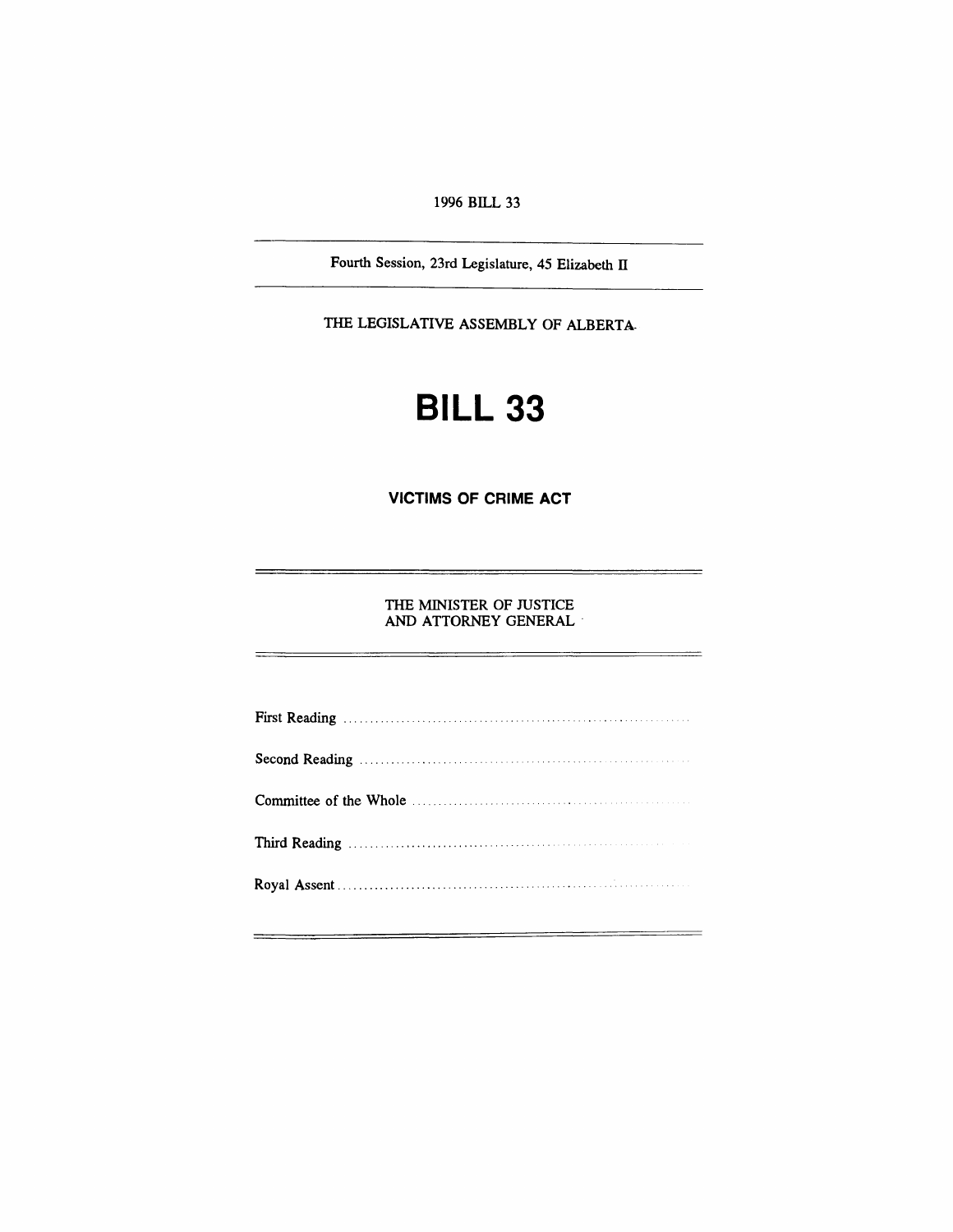1996 BILL 33

---

Fourth Session, 23rd Legislature, 45 Elizabeth II

---

THE LEGISLATIVE ASSEMBLY OF ALBERTA

# BILL 33

## VICTIMS OF CRIME ACT

---

THE MINISTER OF JUSTICE
AND ATTORNEY GENERAL

---

First Reading ..........................................................................

Second Reading ..........................................................................

Committee of the Whole ..........................................................................

Third Reading ..........................................................................

Royal Assent ..........................................................................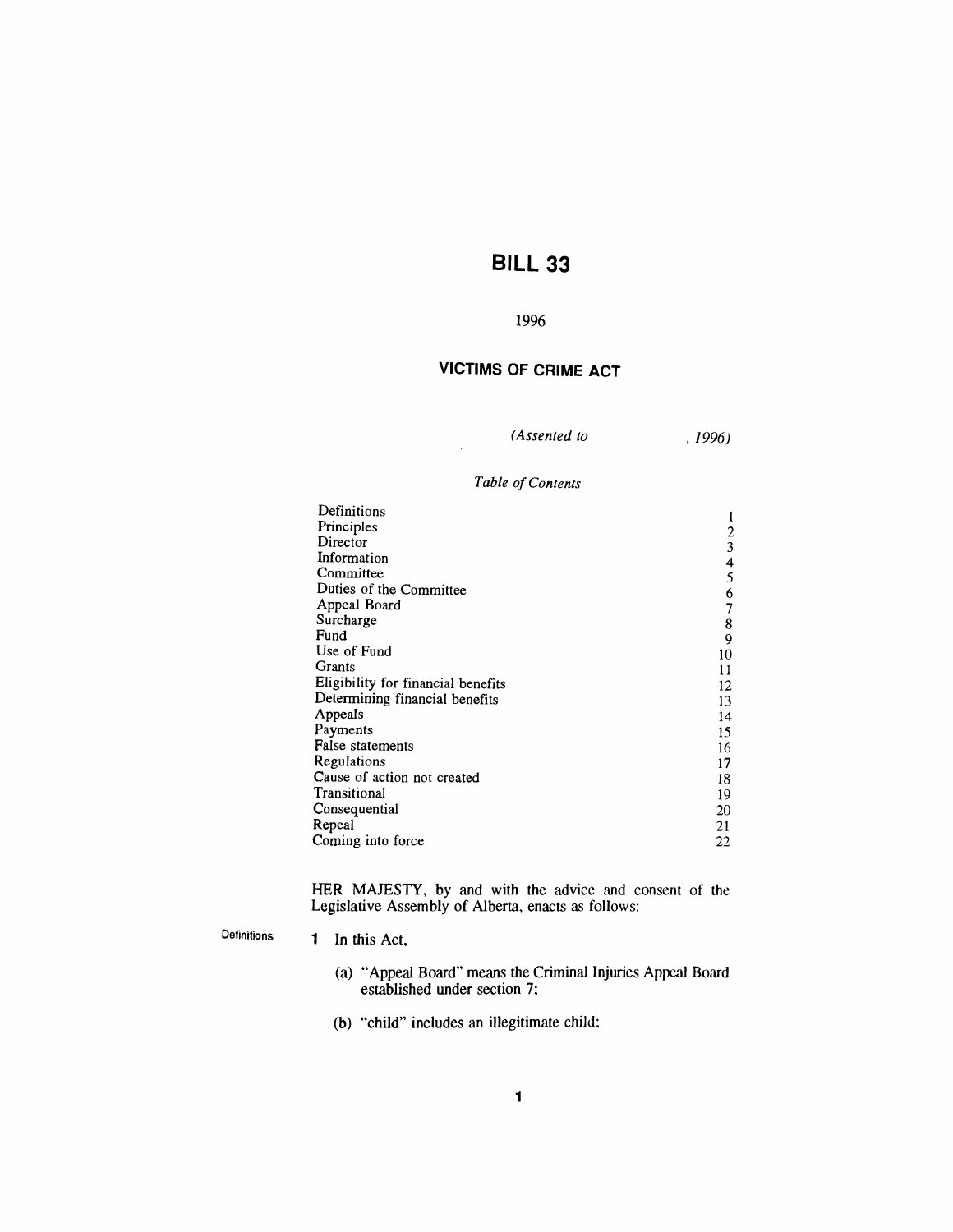# BILL 33

1996

## VICTIMS OF CRIME ACT

*(Assented to , 1996)*

*Table of Contents*

| | |
|---|---|
| Definitions | 1 |
| Principles | 2 |
| Director | 3 |
| Information | 4 |
| Committee | 5 |
| Duties of the Committee | 6 |
| Appeal Board | 7 |
| Surcharge | 8 |
| Fund | 9 |
| Use of Fund | 10 |
| Grants | 11 |
| Eligibility for financial benefits | 12 |
| Determining financial benefits | 13 |
| Appeals | 14 |
| Payments | 15 |
| False statements | 16 |
| Regulations | 17 |
| Cause of action not created | 18 |
| Transitional | 19 |
| Consequential | 20 |
| Repeal | 21 |
| Coming into force | 22 |

HER MAJESTY, by and with the advice and consent of the Legislative Assembly of Alberta, enacts as follows:

Definitions

**1** In this Act,

(a) "Appeal Board" means the Criminal Injuries Appeal Board established under section 7;

(b) "child" includes an illegitimate child;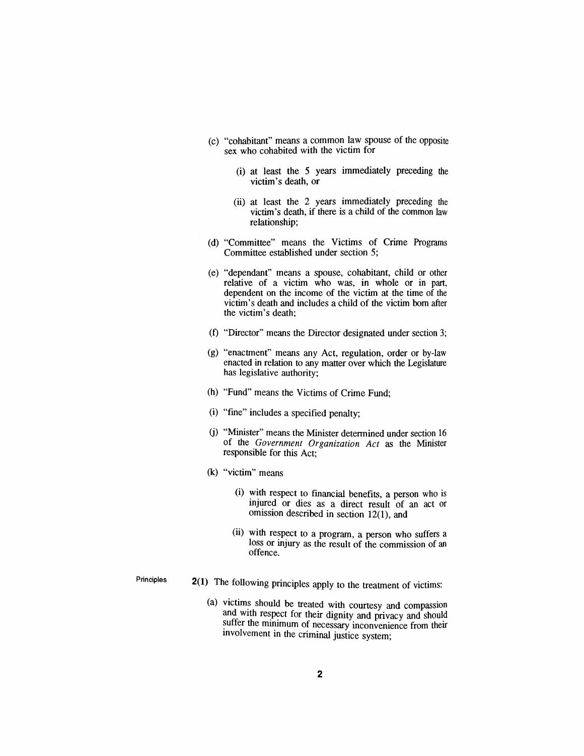(c) "cohabitant" means a common law spouse of the opposite sex who cohabited with the victim for

   (i) at least the 5 years immediately preceding the victim's death, or

   (ii) at least the 2 years immediately preceding the victim's death, if there is a child of the common law relationship;

(d) "Committee" means the Victims of Crime Programs Committee established under section 5;

(e) "dependant" means a spouse, cohabitant, child or other relative of a victim who was, in whole or in part, dependent on the income of the victim at the time of the victim's death and includes a child of the victim born after the victim's death;

(f) "Director" means the Director designated under section 3;

(g) "enactment" means any Act, regulation, order or by-law enacted in relation to any matter over which the Legislature has legislative authority;

(h) "Fund" means the Victims of Crime Fund;

(i) "fine" includes a specified penalty;

(j) "Minister" means the Minister determined under section 16 of the *Government Organization Act* as the Minister responsible for this Act;

(k) "victim" means

   (i) with respect to financial benefits, a person who is injured or dies as a direct result of an act or omission described in section 12(1), and

   (ii) with respect to a program, a person who suffers a loss or injury as the result of the commission of an offence.

Principles

**2(1)** The following principles apply to the treatment of victims:

(a) victims should be treated with courtesy and compassion and with respect for their dignity and privacy and should suffer the minimum of necessary inconvenience from their involvement in the criminal justice system;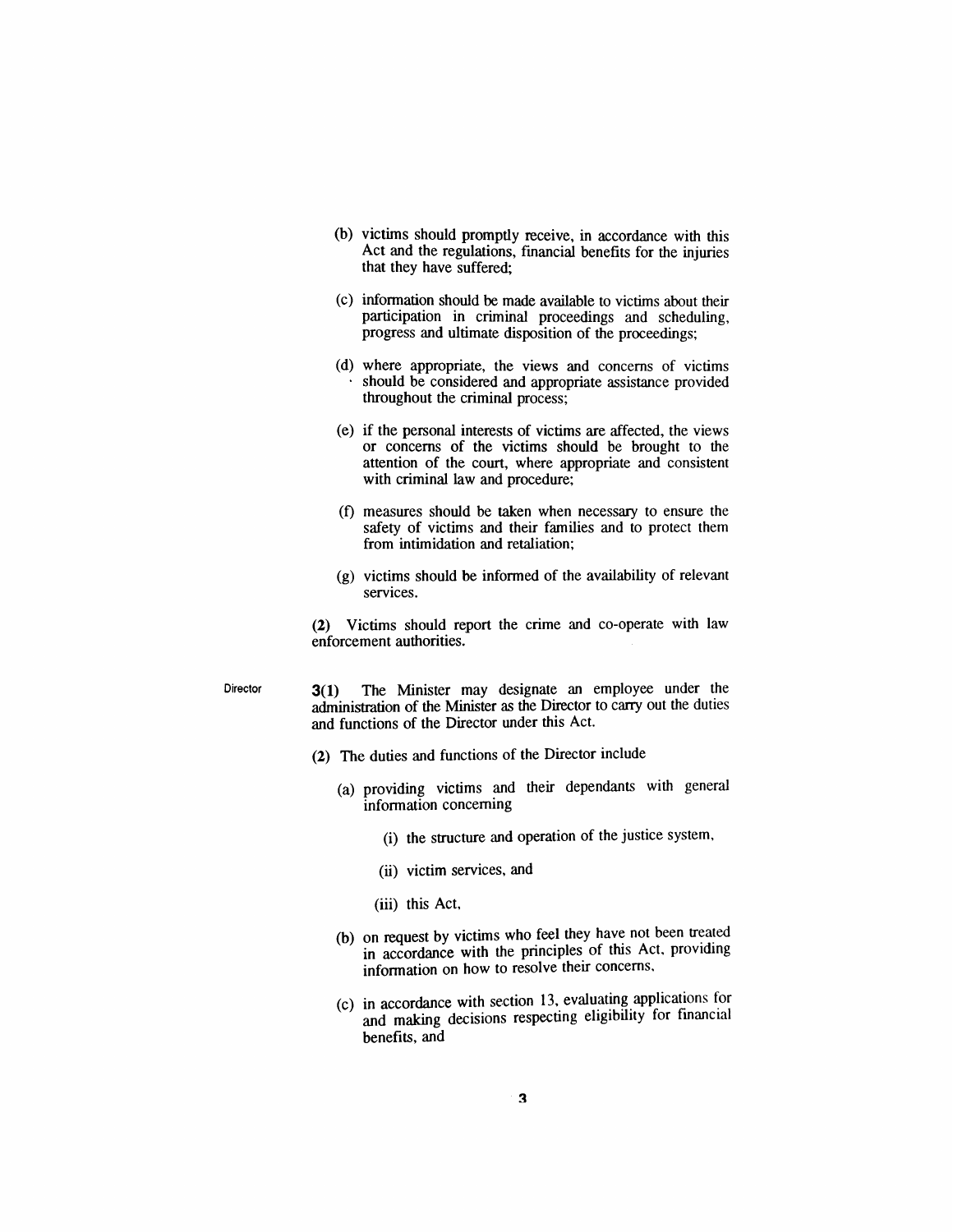(b) victims should promptly receive, in accordance with this Act and the regulations, financial benefits for the injuries that they have suffered;

(c) information should be made available to victims about their participation in criminal proceedings and scheduling, progress and ultimate disposition of the proceedings;

(d) where appropriate, the views and concerns of victims should be considered and appropriate assistance provided throughout the criminal process;

(e) if the personal interests of victims are affected, the views or concerns of the victims should be brought to the attention of the court, where appropriate and consistent with criminal law and procedure;

(f) measures should be taken when necessary to ensure the safety of victims and their families and to protect them from intimidation and retaliation;

(g) victims should be informed of the availability of relevant services.

**(2)** Victims should report the crime and co-operate with law enforcement authorities.

Director

**3(1)** The Minister may designate an employee under the administration of the Minister as the Director to carry out the duties and functions of the Director under this Act.

**(2)** The duties and functions of the Director include

(a) providing victims and their dependants with general information concerning

(i) the structure and operation of the justice system,

(ii) victim services, and

(iii) this Act,

(b) on request by victims who feel they have not been treated in accordance with the principles of this Act, providing information on how to resolve their concerns,

(c) in accordance with section 13, evaluating applications for and making decisions respecting eligibility for financial benefits, and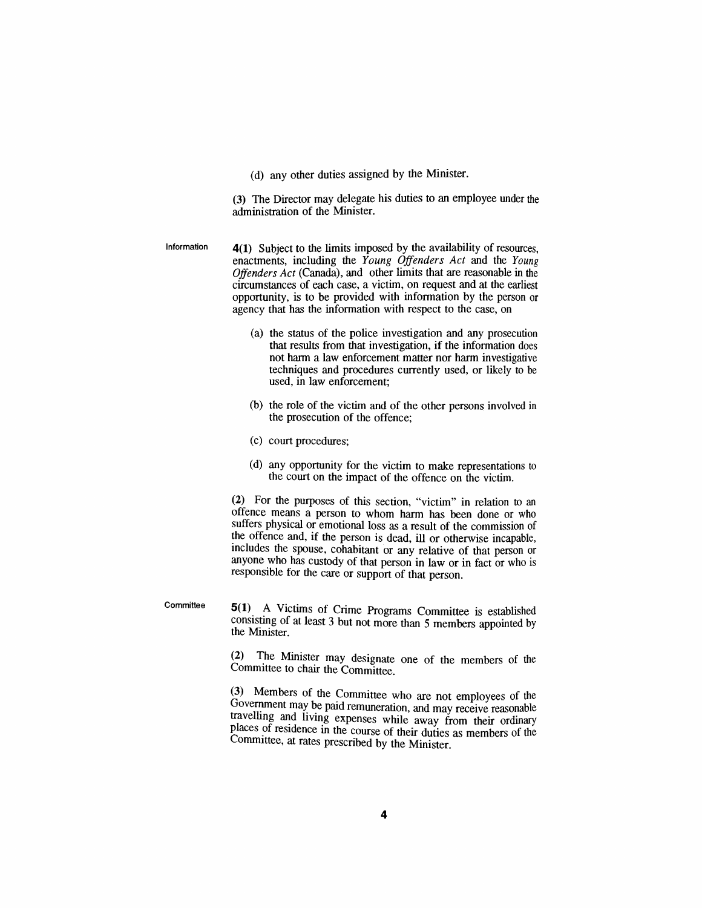(d) any other duties assigned by the Minister.

(3) The Director may delegate his duties to an employee under the administration of the Minister.

Information

**4(1)** Subject to the limits imposed by the availability of resources, enactments, including the *Young Offenders Act* and the *Young Offenders Act* (Canada), and other limits that are reasonable in the circumstances of each case, a victim, on request and at the earliest opportunity, is to be provided with information by the person or agency that has the information with respect to the case, on

(a) the status of the police investigation and any prosecution that results from that investigation, if the information does not harm a law enforcement matter nor harm investigative techniques and procedures currently used, or likely to be used, in law enforcement;

(b) the role of the victim and of the other persons involved in the prosecution of the offence;

(c) court procedures;

(d) any opportunity for the victim to make representations to the court on the impact of the offence on the victim.

**(2)** For the purposes of this section, "victim" in relation to an offence means a person to whom harm has been done or who suffers physical or emotional loss as a result of the commission of the offence and, if the person is dead, ill or otherwise incapable, includes the spouse, cohabitant or any relative of that person or anyone who has custody of that person in law or in fact or who is responsible for the care or support of that person.

Committee

**5(1)** A Victims of Crime Programs Committee is established consisting of at least 3 but not more than 5 members appointed by the Minister.

**(2)** The Minister may designate one of the members of the Committee to chair the Committee.

**(3)** Members of the Committee who are not employees of the Government may be paid remuneration, and may receive reasonable travelling and living expenses while away from their ordinary places of residence in the course of their duties as members of the Committee, at rates prescribed by the Minister.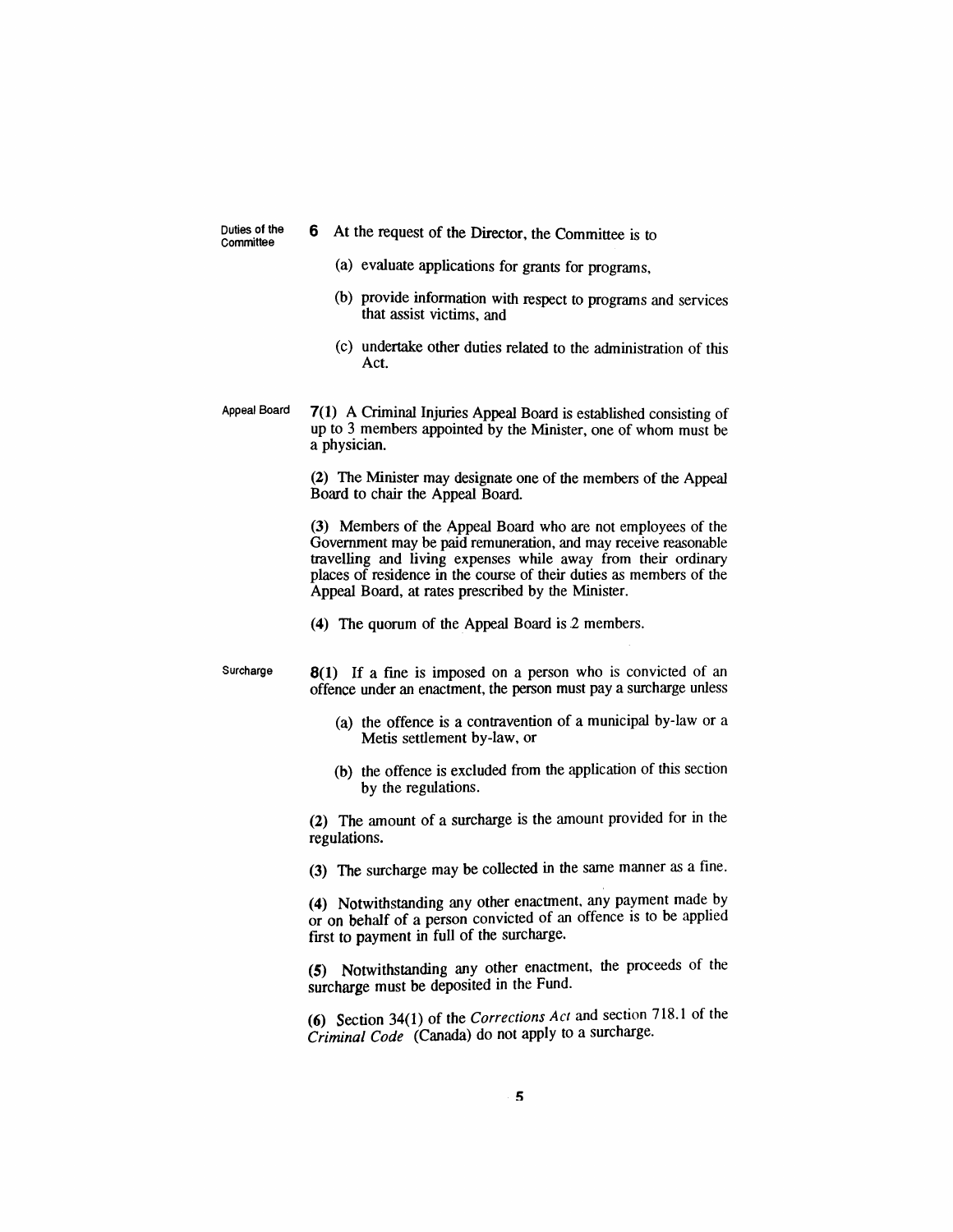**Duties of the Committee**

**6** At the request of the Director, the Committee is to

(a) evaluate applications for grants for programs,

(b) provide information with respect to programs and services that assist victims, and

(c) undertake other duties related to the administration of this Act.

**Appeal Board**

**7(1)** A Criminal Injuries Appeal Board is established consisting of up to 3 members appointed by the Minister, one of whom must be a physician.

**(2)** The Minister may designate one of the members of the Appeal Board to chair the Appeal Board.

**(3)** Members of the Appeal Board who are not employees of the Government may be paid remuneration, and may receive reasonable travelling and living expenses while away from their ordinary places of residence in the course of their duties as members of the Appeal Board, at rates prescribed by the Minister.

**(4)** The quorum of the Appeal Board is 2 members.

**Surcharge**

**8(1)** If a fine is imposed on a person who is convicted of an offence under an enactment, the person must pay a surcharge unless

(a) the offence is a contravention of a municipal by-law or a Metis settlement by-law, or

(b) the offence is excluded from the application of this section by the regulations.

**(2)** The amount of a surcharge is the amount provided for in the regulations.

**(3)** The surcharge may be collected in the same manner as a fine.

**(4)** Notwithstanding any other enactment, any payment made by or on behalf of a person convicted of an offence is to be applied first to payment in full of the surcharge.

**(5)** Notwithstanding any other enactment, the proceeds of the surcharge must be deposited in the Fund.

**(6)** Section 34(1) of the *Corrections Act* and section 718.1 of the *Criminal Code* (Canada) do not apply to a surcharge.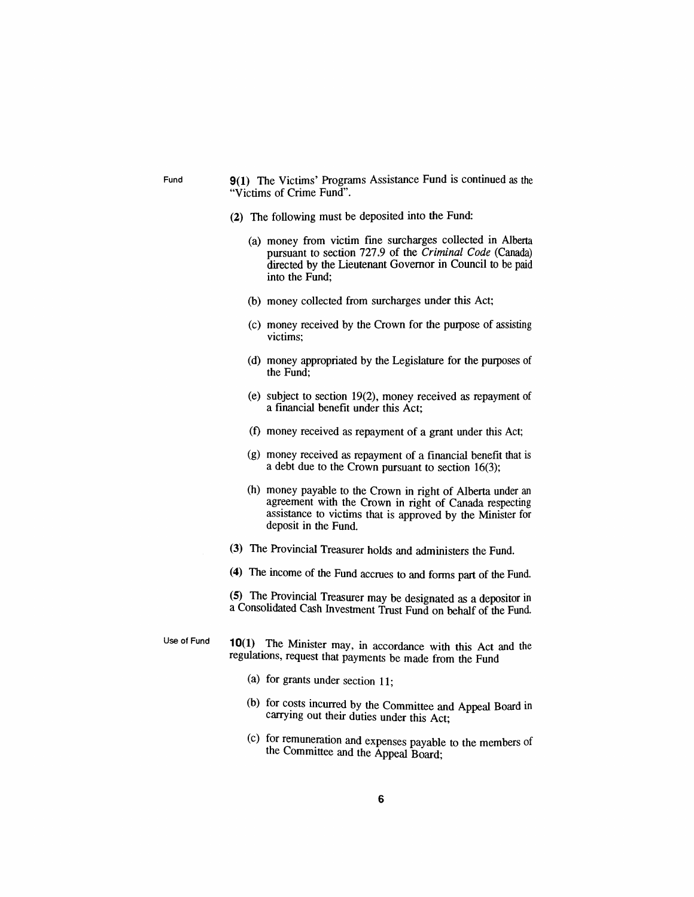Fund

**9(1)** The Victims' Programs Assistance Fund is continued as the "Victims of Crime Fund".

**(2)** The following must be deposited into the Fund:

(a) money from victim fine surcharges collected in Alberta pursuant to section 727.9 of the *Criminal Code* (Canada) directed by the Lieutenant Governor in Council to be paid into the Fund;

(b) money collected from surcharges under this Act;

(c) money received by the Crown for the purpose of assisting victims;

(d) money appropriated by the Legislature for the purposes of the Fund;

(e) subject to section 19(2), money received as repayment of a financial benefit under this Act;

(f) money received as repayment of a grant under this Act;

(g) money received as repayment of a financial benefit that is a debt due to the Crown pursuant to section 16(3);

(h) money payable to the Crown in right of Alberta under an agreement with the Crown in right of Canada respecting assistance to victims that is approved by the Minister for deposit in the Fund.

**(3)** The Provincial Treasurer holds and administers the Fund.

**(4)** The income of the Fund accrues to and forms part of the Fund.

**(5)** The Provincial Treasurer may be designated as a depositor in a Consolidated Cash Investment Trust Fund on behalf of the Fund.

Use of Fund

**10(1)** The Minister may, in accordance with this Act and the regulations, request that payments be made from the Fund

(a) for grants under section 11;

(b) for costs incurred by the Committee and Appeal Board in carrying out their duties under this Act;

(c) for remuneration and expenses payable to the members of the Committee and the Appeal Board;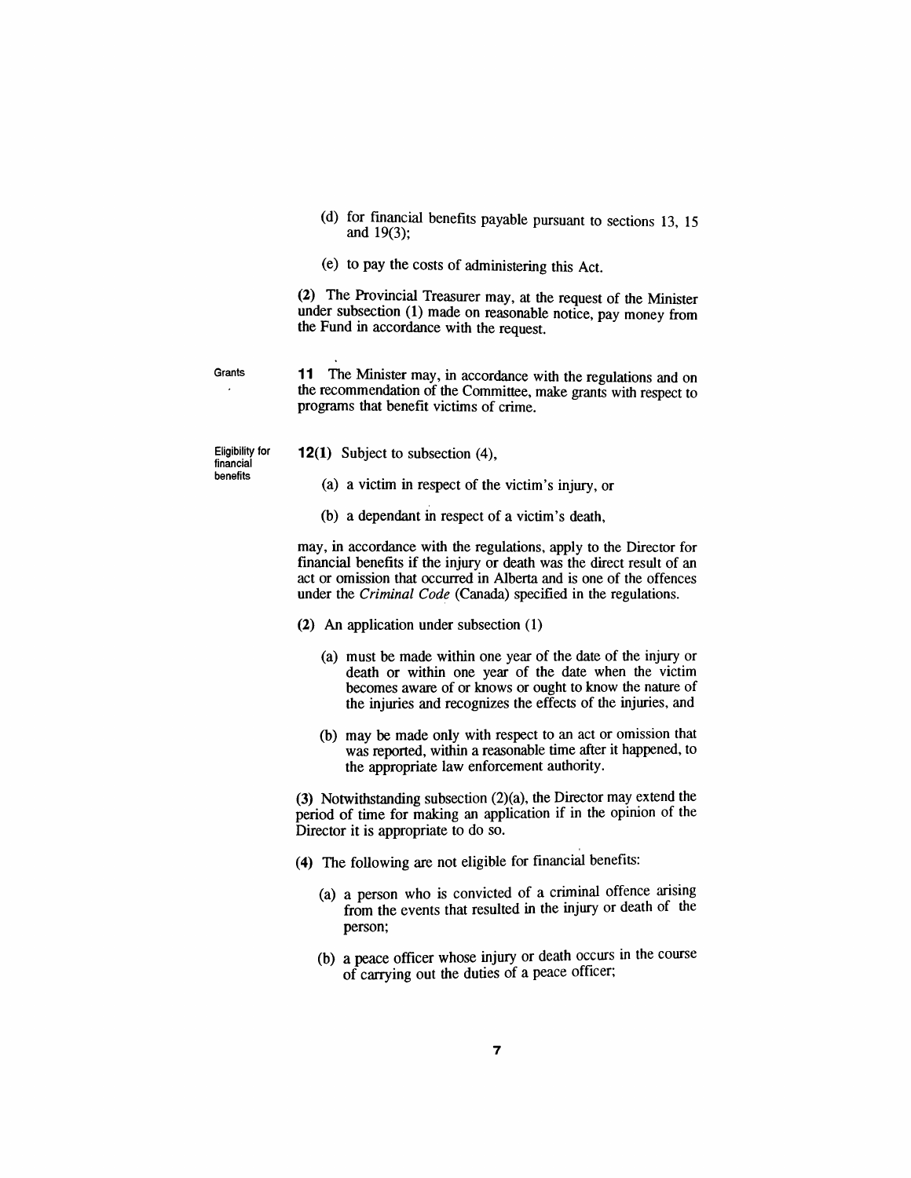(d) for financial benefits payable pursuant to sections 13, 15 and 19(3);

(e) to pay the costs of administering this Act.

**(2)** The Provincial Treasurer may, at the request of the Minister under subsection (1) made on reasonable notice, pay money from the Fund in accordance with the request.

Grants

**11** The Minister may, in accordance with the regulations and on the recommendation of the Committee, make grants with respect to programs that benefit victims of crime.

Eligibility for financial benefits

**12(1)** Subject to subsection (4),

(a) a victim in respect of the victim's injury, or

(b) a dependant in respect of a victim's death,

may, in accordance with the regulations, apply to the Director for financial benefits if the injury or death was the direct result of an act or omission that occurred in Alberta and is one of the offences under the *Criminal Code* (Canada) specified in the regulations.

**(2)** An application under subsection (1)

(a) must be made within one year of the date of the injury or death or within one year of the date when the victim becomes aware of or knows or ought to know the nature of the injuries and recognizes the effects of the injuries, and

(b) may be made only with respect to an act or omission that was reported, within a reasonable time after it happened, to the appropriate law enforcement authority.

**(3)** Notwithstanding subsection (2)(a), the Director may extend the period of time for making an application if in the opinion of the Director it is appropriate to do so.

**(4)** The following are not eligible for financial benefits:

(a) a person who is convicted of a criminal offence arising from the events that resulted in the injury or death of the person;

(b) a peace officer whose injury or death occurs in the course of carrying out the duties of a peace officer;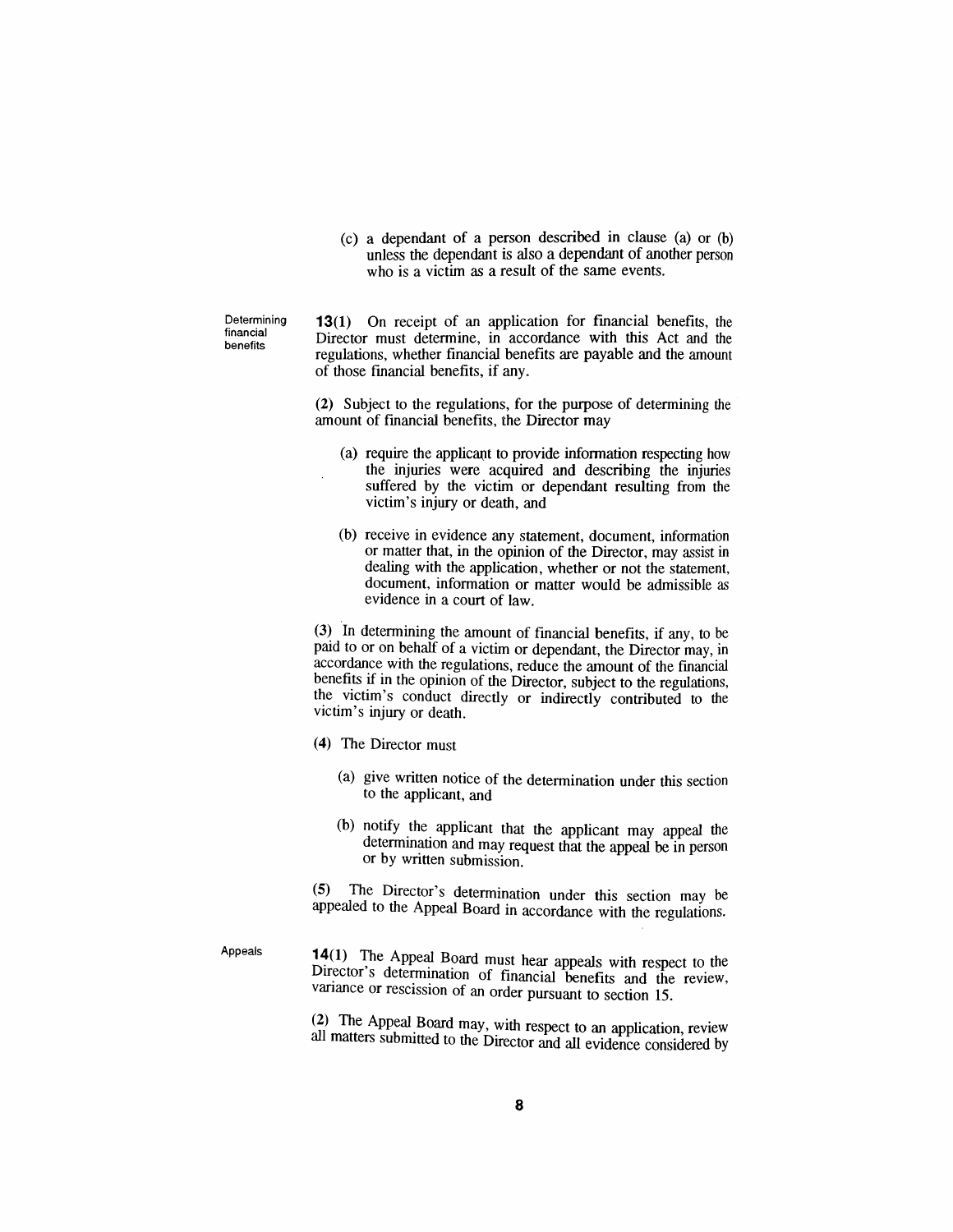(c) a dependant of a person described in clause (a) or (b) unless the dependant is also a dependant of another person who is a victim as a result of the same events.

Determining financial benefits

**13(1)** On receipt of an application for financial benefits, the Director must determine, in accordance with this Act and the regulations, whether financial benefits are payable and the amount of those financial benefits, if any.

**(2)** Subject to the regulations, for the purpose of determining the amount of financial benefits, the Director may

(a) require the applicant to provide information respecting how the injuries were acquired and describing the injuries suffered by the victim or dependant resulting from the victim's injury or death, and

(b) receive in evidence any statement, document, information or matter that, in the opinion of the Director, may assist in dealing with the application, whether or not the statement, document, information or matter would be admissible as evidence in a court of law.

**(3)** In determining the amount of financial benefits, if any, to be paid to or on behalf of a victim or dependant, the Director may, in accordance with the regulations, reduce the amount of the financial benefits if in the opinion of the Director, subject to the regulations, the victim's conduct directly or indirectly contributed to the victim's injury or death.

**(4)** The Director must

(a) give written notice of the determination under this section to the applicant, and

(b) notify the applicant that the applicant may appeal the determination and may request that the appeal be in person or by written submission.

**(5)** The Director's determination under this section may be appealed to the Appeal Board in accordance with the regulations.

Appeals

**14(1)** The Appeal Board must hear appeals with respect to the Director's determination of financial benefits and the review, variance or rescission of an order pursuant to section 15.

**(2)** The Appeal Board may, with respect to an application, review all matters submitted to the Director and all evidence considered by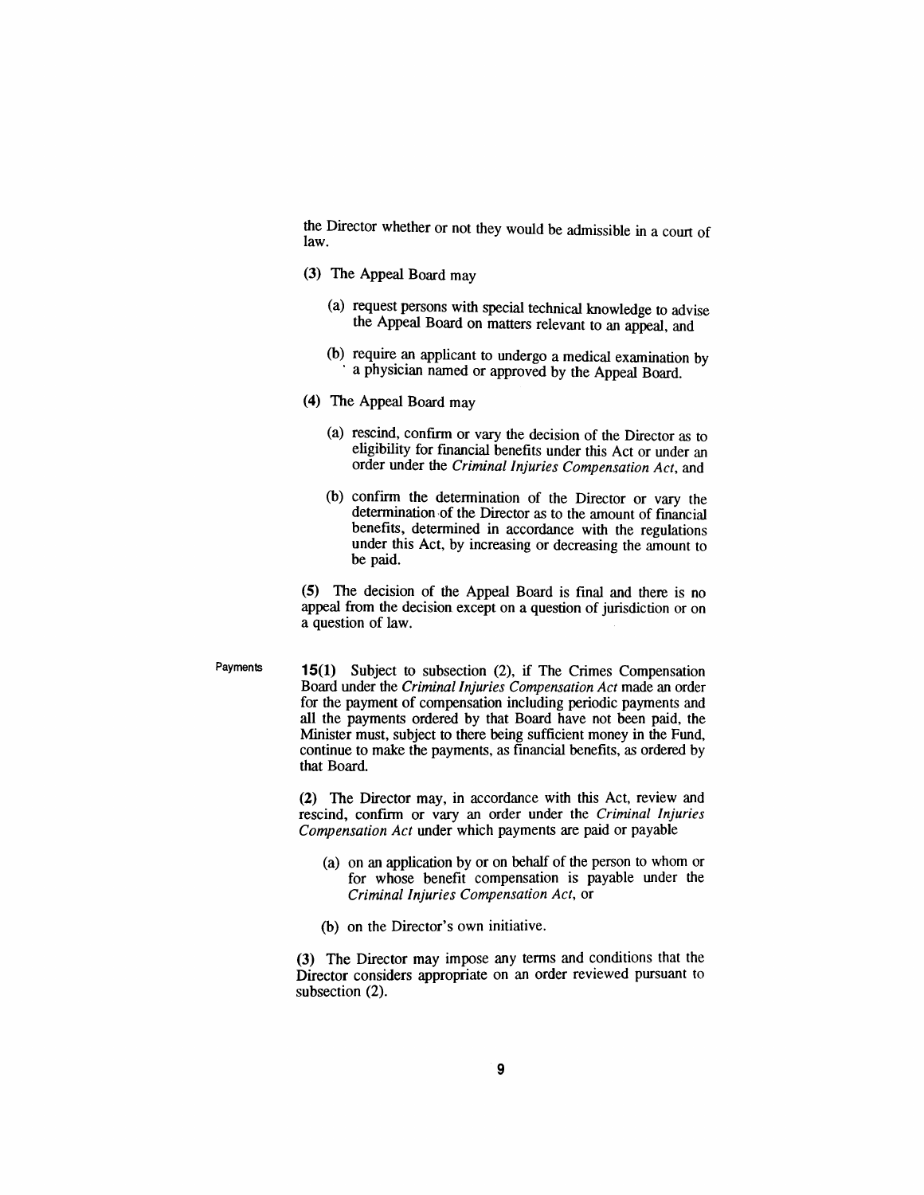the Director whether or not they would be admissible in a court of law.

**(3)** The Appeal Board may

(a) request persons with special technical knowledge to advise the Appeal Board on matters relevant to an appeal, and

(b) require an applicant to undergo a medical examination by a physician named or approved by the Appeal Board.

**(4)** The Appeal Board may

(a) rescind, confirm or vary the decision of the Director as to eligibility for financial benefits under this Act or under an order under the *Criminal Injuries Compensation Act*, and

(b) confirm the determination of the Director or vary the determination of the Director as to the amount of financial benefits, determined in accordance with the regulations under this Act, by increasing or decreasing the amount to be paid.

**(5)** The decision of the Appeal Board is final and there is no appeal from the decision except on a question of jurisdiction or on a question of law.

Payments

**15(1)** Subject to subsection (2), if The Crimes Compensation Board under the *Criminal Injuries Compensation Act* made an order for the payment of compensation including periodic payments and all the payments ordered by that Board have not been paid, the Minister must, subject to there being sufficient money in the Fund, continue to make the payments, as financial benefits, as ordered by that Board.

**(2)** The Director may, in accordance with this Act, review and rescind, confirm or vary an order under the *Criminal Injuries Compensation Act* under which payments are paid or payable

(a) on an application by or on behalf of the person to whom or for whose benefit compensation is payable under the *Criminal Injuries Compensation Act*, or

(b) on the Director's own initiative.

**(3)** The Director may impose any terms and conditions that the Director considers appropriate on an order reviewed pursuant to subsection (2).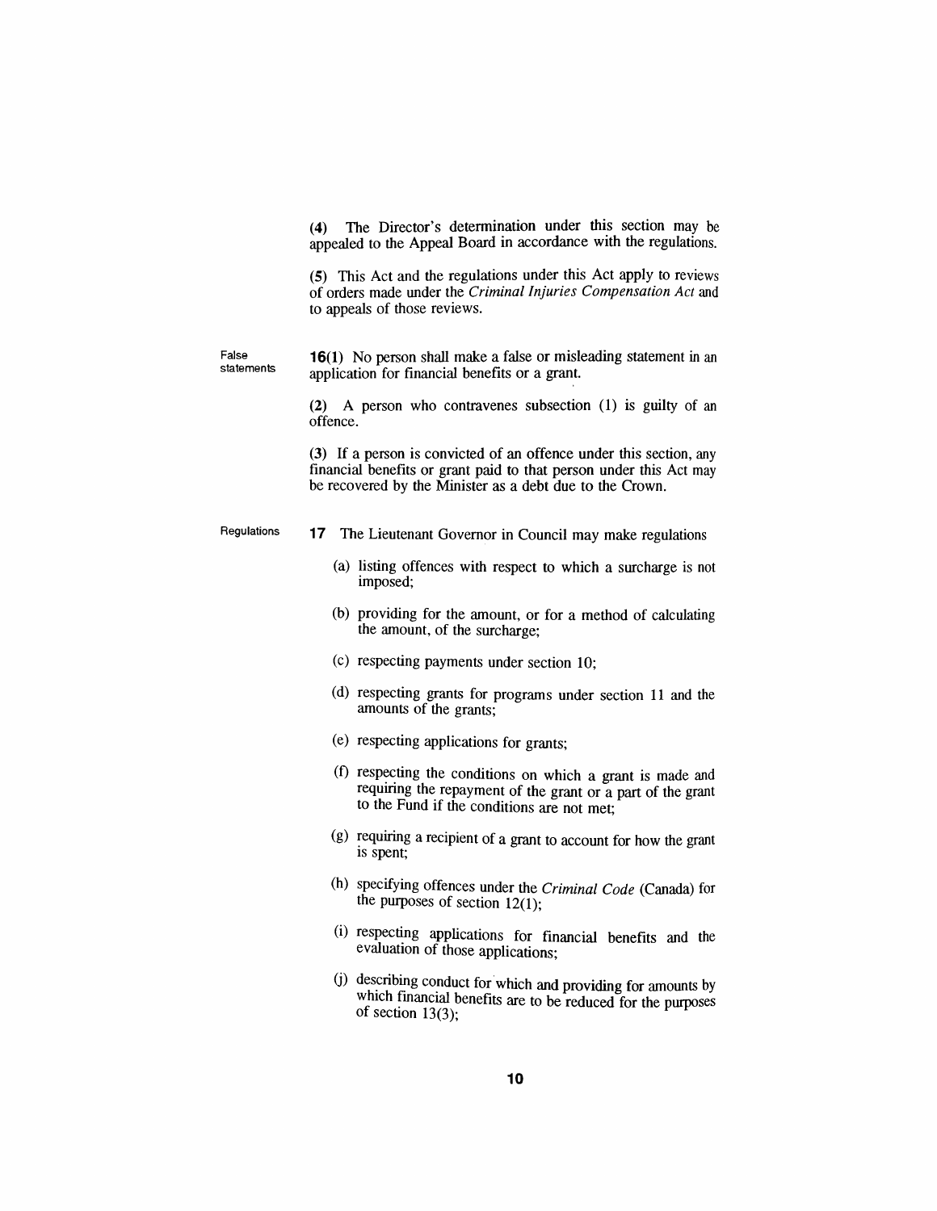(4) The Director's determination under this section may be appealed to the Appeal Board in accordance with the regulations.

(5) This Act and the regulations under this Act apply to reviews of orders made under the *Criminal Injuries Compensation Act* and to appeals of those reviews.

False statements

**16(1)** No person shall make a false or misleading statement in an application for financial benefits or a grant.

(2) A person who contravenes subsection (1) is guilty of an offence.

(3) If a person is convicted of an offence under this section, any financial benefits or grant paid to that person under this Act may be recovered by the Minister as a debt due to the Crown.

Regulations

**17** The Lieutenant Governor in Council may make regulations

(a) listing offences with respect to which a surcharge is not imposed;

(b) providing for the amount, or for a method of calculating the amount, of the surcharge;

(c) respecting payments under section 10;

(d) respecting grants for programs under section 11 and the amounts of the grants;

(e) respecting applications for grants;

(f) respecting the conditions on which a grant is made and requiring the repayment of the grant or a part of the grant to the Fund if the conditions are not met;

(g) requiring a recipient of a grant to account for how the grant is spent;

(h) specifying offences under the *Criminal Code* (Canada) for the purposes of section 12(1);

(i) respecting applications for financial benefits and the evaluation of those applications;

(j) describing conduct for which and providing for amounts by which financial benefits are to be reduced for the purposes of section 13(3);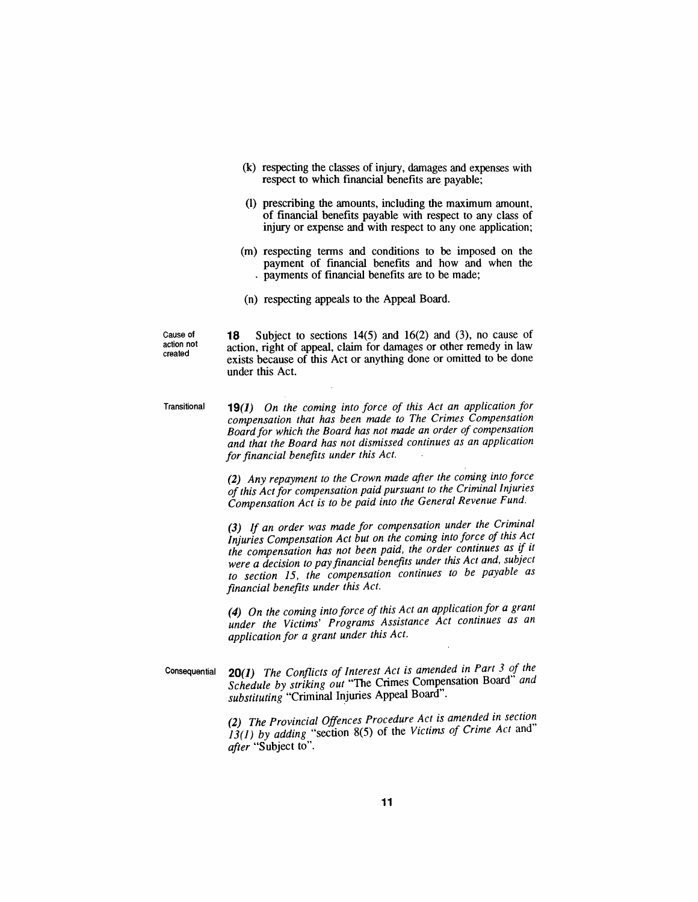(k) respecting the classes of injury, damages and expenses with respect to which financial benefits are payable;

(l) prescribing the amounts, including the maximum amount, of financial benefits payable with respect to any class of injury or expense and with respect to any one application;

(m) respecting terms and conditions to be imposed on the payment of financial benefits and how and when the payments of financial benefits are to be made;

(n) respecting appeals to the Appeal Board.

Cause of action not created

**18** Subject to sections 14(5) and 16(2) and (3), no cause of action, right of appeal, claim for damages or other remedy in law exists because of this Act or anything done or omitted to be done under this Act.

Transitional

**19***(1) On the coming into force of this Act an application for compensation that has been made to The Crimes Compensation Board for which the Board has not made an order of compensation and that the Board has not dismissed continues as an application for financial benefits under this Act.*

*(2) Any repayment to the Crown made after the coming into force of this Act for compensation paid pursuant to the Criminal Injuries Compensation Act is to be paid into the General Revenue Fund.*

*(3) If an order was made for compensation under the Criminal Injuries Compensation Act but on the coming into force of this Act the compensation has not been paid, the order continues as if it were a decision to pay financial benefits under this Act and, subject to section 15, the compensation continues to be payable as financial benefits under this Act.*

*(4) On the coming into force of this Act an application for a grant under the Victims' Programs Assistance Act continues as an application for a grant under this Act.*

Consequential

**20***(1) The Conflicts of Interest Act is amended in Part 3 of the Schedule by striking out* "The Crimes Compensation Board" *and substituting* "Criminal Injuries Appeal Board".

*(2) The Provincial Offences Procedure Act is amended in section 13(1) by adding* "section 8(5) of the *Victims of Crime Act* and" *after* "Subject to".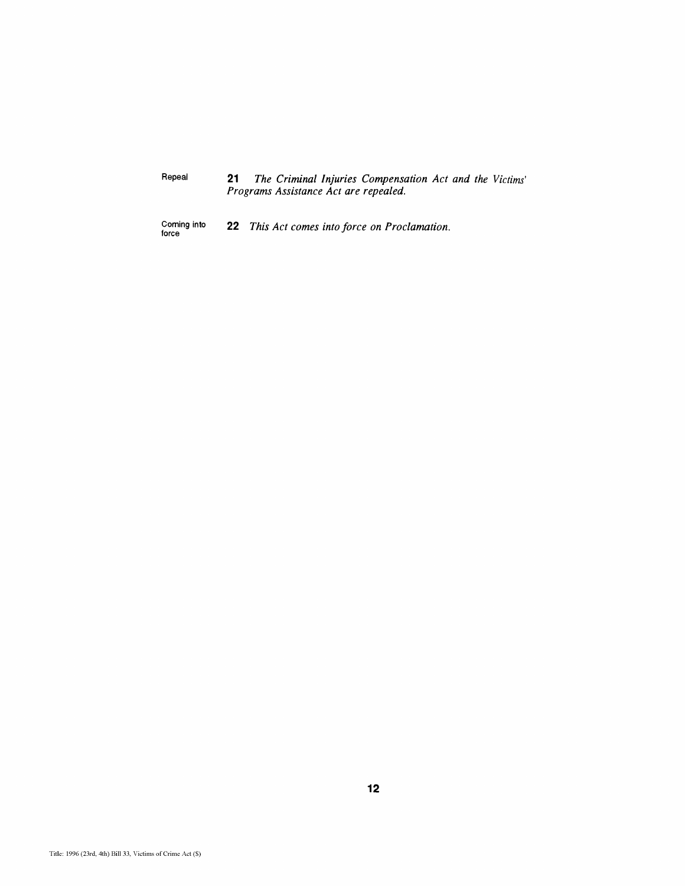Repeal

**21** *The Criminal Injuries Compensation Act and the Victims' Programs Assistance Act are repealed.*

Coming into force

**22** *This Act comes into force on Proclamation.*

Title: 1996 (23rd, 4th) Bill 33, Victims of Crime Act (S)